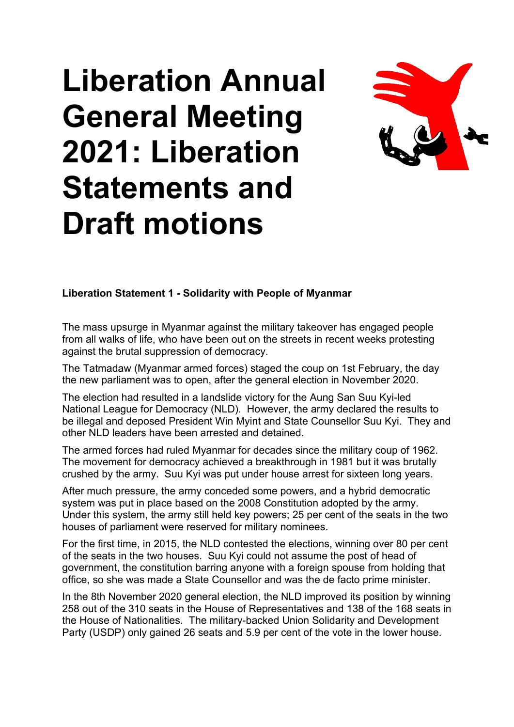# Liberation Annual General Meeting 2021: Liberation Statements and Draft motions

**Liberation Statement 1 - Solidarity with People of Myanmar**

The mass upsurge in Myanmar against the military takeover has engaged people from all walks of life, who have been out on the streets in recent weeks protesting against the brutal suppression of democracy.

The Tatmadaw (Myanmar armed forces) staged the coup on 1st February, the day the new parliament was to open, after the general election in November 2020.

The election had resulted in a landslide victory for the Aung San Suu Kyi-led National League for Democracy (NLD). However, the army declared the results to be illegal and deposed President Win Myint and State Counsellor Suu Kyi. They and other NLD leaders have been arrested and detained.

The armed forces had ruled Myanmar for decades since the military coup of 1962. The movement for democracy achieved a breakthrough in 1981 but it was brutally crushed by the army. Suu Kyi was put under house arrest for sixteen long years.

After much pressure, the army conceded some powers, and a hybrid democratic system was put in place based on the 2008 Constitution adopted by the army. Under this system, the army still held key powers; 25 per cent of the seats in the two houses of parliament were reserved for military nominees.

For the first time, in 2015, the NLD contested the elections, winning over 80 per cent of the seats in the two houses. Suu Kyi could not assume the post of head of government, the constitution barring anyone with a foreign spouse from holding that office, so she was made a State Counsellor and was the de facto prime minister.

In the 8th November 2020 general election, the NLD improved its position by winning 258 out of the 310 seats in the House of Representatives and 138 of the 168 seats in the House of Nationalities. The military-backed Union Solidarity and Development Party (USDP) only gained 26 seats and 5.9 per cent of the vote in the lower house.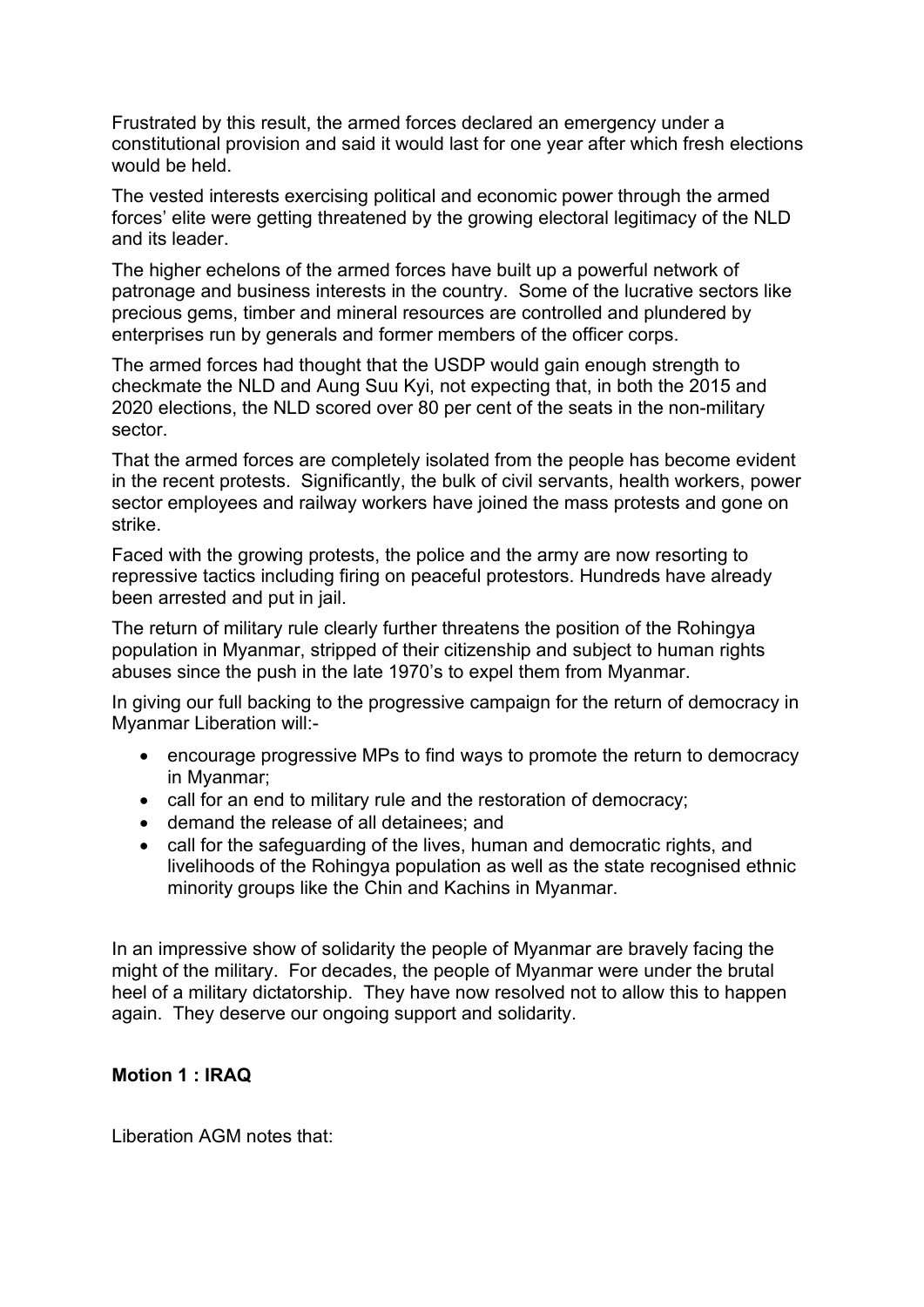Frustrated by this result, the armed forces declared an emergency under a constitutional provision and said it would last for one year after which fresh elections would be held.

The vested interests exercising political and economic power through the armed forces' elite were getting threatened by the growing electoral legitimacy of the NLD and its leader.

The higher echelons of the armed forces have built up a powerful network of patronage and business interests in the country. Some of the lucrative sectors like precious gems, timber and mineral resources are controlled and plundered by enterprises run by generals and former members of the officer corps.

The armed forces had thought that the USDP would gain enough strength to checkmate the NLD and Aung Suu Kyi, not expecting that, in both the 2015 and 2020 elections, the NLD scored over 80 per cent of the seats in the non-military sector.

That the armed forces are completely isolated from the people has become evident in the recent protests. Significantly, the bulk of civil servants, health workers, power sector employees and railway workers have joined the mass protests and gone on strike.

Faced with the growing protests, the police and the army are now resorting to repressive tactics including firing on peaceful protestors. Hundreds have already been arrested and put in jail.

The return of military rule clearly further threatens the position of the Rohingya population in Myanmar, stripped of their citizenship and subject to human rights abuses since the push in the late 1970's to expel them from Myanmar.

In giving our full backing to the progressive campaign for the return of democracy in Myanmar Liberation will:-

- encourage progressive MPs to find ways to promote the return to democracy in Myanmar;
- call for an end to military rule and the restoration of democracy;
- demand the release of all detainees; and
- call for the safeguarding of the lives, human and democratic rights, and livelihoods of the Rohingya population as well as the state recognised ethnic minority groups like the Chin and Kachins in Myanmar.

In an impressive show of solidarity the people of Myanmar are bravely facing the might of the military. For decades, the people of Myanmar were under the brutal heel of a military dictatorship. They have now resolved not to allow this to happen again. They deserve our ongoing support and solidarity.

**Motion 1 : IRAQ**

Liberation AGM notes that: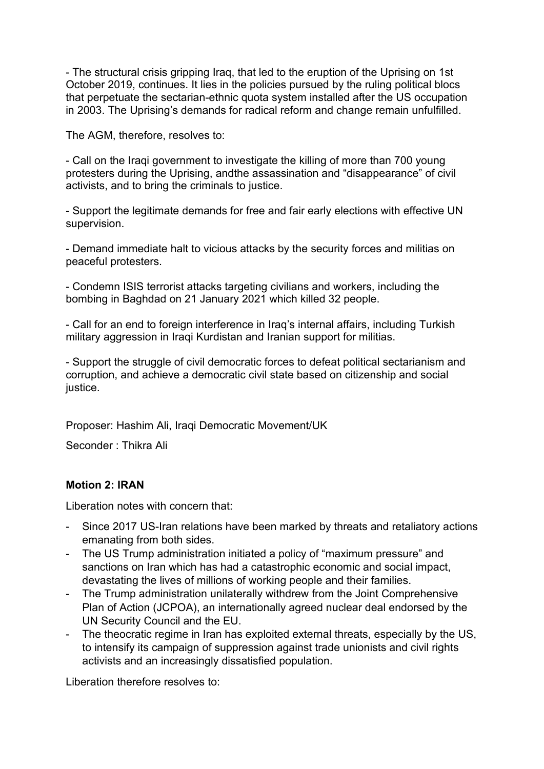- The structural crisis gripping Iraq, that led to the eruption of the Uprising on 1st October 2019, continues. It lies in the policies pursued by the ruling political blocs that perpetuate the sectarian-ethnic quota system installed after the US occupation in 2003. The Uprising's demands for radical reform and change remain unfulfilled.

The AGM, therefore, resolves to:

- Call on the Iraqi government to investigate the killing of more than 700 young protesters during the Uprising, andthe assassination and "disappearance" of civil activists, and to bring the criminals to justice.

- Support the legitimate demands for free and fair early elections with effective UN supervision.

- Demand immediate halt to vicious attacks by the security forces and militias on peaceful protesters.

- Condemn ISIS terrorist attacks targeting civilians and workers, including the bombing in Baghdad on 21 January 2021 which killed 32 people.

- Call for an end to foreign interference in Iraq's internal affairs, including Turkish military aggression in Iraqi Kurdistan and Iranian support for militias.

- Support the struggle of civil democratic forces to defeat political sectarianism and corruption, and achieve a democratic civil state based on citizenship and social justice.

Proposer: Hashim Ali, Iraqi Democratic Movement/UK

Seconder : Thikra Ali

**Motion 2: IRAN**

Liberation notes with concern that:

- Since 2017 US-Iran relations have been marked by threats and retaliatory actions emanating from both sides.
- The US Trump administration initiated a policy of "maximum pressure" and sanctions on Iran which has had a catastrophic economic and social impact, devastating the lives of millions of working people and their families.
- The Trump administration unilaterally withdrew from the Joint Comprehensive Plan of Action (JCPOA), an internationally agreed nuclear deal endorsed by the UN Security Council and the EU.
- The theocratic regime in Iran has exploited external threats, especially by the US, to intensify its campaign of suppression against trade unionists and civil rights activists and an increasingly dissatisfied population.

Liberation therefore resolves to: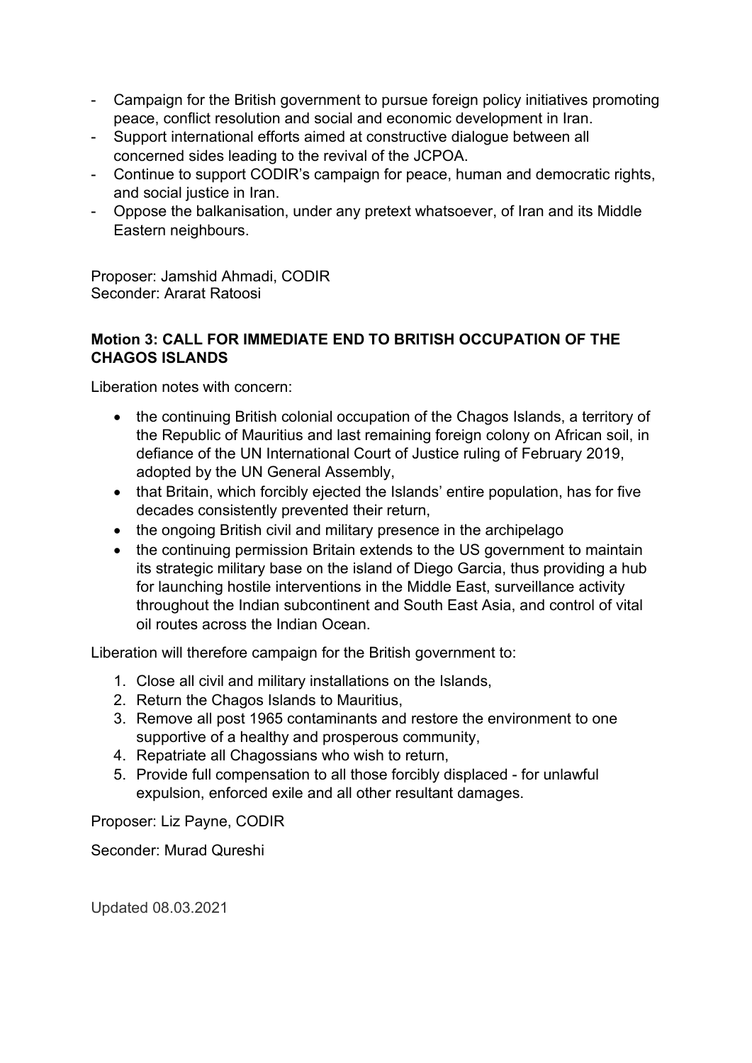- Campaign for the British government to pursue foreign policy initiatives promoting peace, conflict resolution and social and economic development in Iran.
- Support international efforts aimed at constructive dialogue between all concerned sides leading to the revival of the JCPOA.
- Continue to support CODIR's campaign for peace, human and democratic rights, and social justice in Iran.
- Oppose the balkanisation, under any pretext whatsoever, of Iran and its Middle Eastern neighbours.

Proposer: Jamshid Ahmadi, CODIR
Seconder: Ararat Ratoosi

**Motion 3: CALL FOR IMMEDIATE END TO BRITISH OCCUPATION OF THE CHAGOS ISLANDS**

Liberation notes with concern:

- the continuing British colonial occupation of the Chagos Islands, a territory of the Republic of Mauritius and last remaining foreign colony on African soil, in defiance of the UN International Court of Justice ruling of February 2019, adopted by the UN General Assembly,
- that Britain, which forcibly ejected the Islands' entire population, has for five decades consistently prevented their return,
- the ongoing British civil and military presence in the archipelago
- the continuing permission Britain extends to the US government to maintain its strategic military base on the island of Diego Garcia, thus providing a hub for launching hostile interventions in the Middle East, surveillance activity throughout the Indian subcontinent and South East Asia, and control of vital oil routes across the Indian Ocean.

Liberation will therefore campaign for the British government to:

1. Close all civil and military installations on the Islands,
2. Return the Chagos Islands to Mauritius,
3. Remove all post 1965 contaminants and restore the environment to one supportive of a healthy and prosperous community,
4. Repatriate all Chagossians who wish to return,
5. Provide full compensation to all those forcibly displaced - for unlawful expulsion, enforced exile and all other resultant damages.

Proposer: Liz Payne, CODIR

Seconder: Murad Qureshi

Updated 08.03.2021